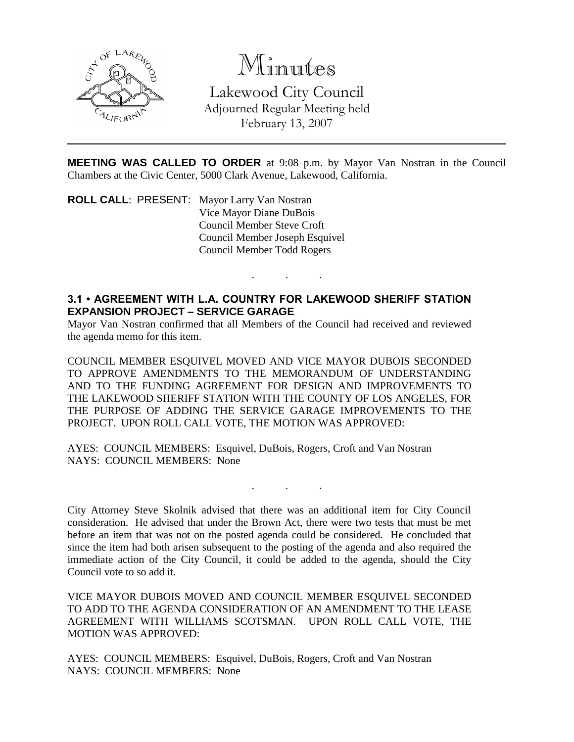# Minutes

Lakewood City Council
Adjourned Regular Meeting held
February 13, 2007

---

**MEETING WAS CALLED TO ORDER** at 9:08 p.m. by Mayor Van Nostran in the Council Chambers at the Civic Center, 5000 Clark Avenue, Lakewood, California.

**ROLL CALL**: PRESENT: Mayor Larry Van Nostran
Vice Mayor Diane DuBois
Council Member Steve Croft
Council Member Joseph Esquivel
Council Member Todd Rogers

. . .

**3.1 • AGREEMENT WITH L.A. COUNTRY FOR LAKEWOOD SHERIFF STATION EXPANSION PROJECT – SERVICE GARAGE**

Mayor Van Nostran confirmed that all Members of the Council had received and reviewed the agenda memo for this item.

COUNCIL MEMBER ESQUIVEL MOVED AND VICE MAYOR DUBOIS SECONDED TO APPROVE AMENDMENTS TO THE MEMORANDUM OF UNDERSTANDING AND TO THE FUNDING AGREEMENT FOR DESIGN AND IMPROVEMENTS TO THE LAKEWOOD SHERIFF STATION WITH THE COUNTY OF LOS ANGELES, FOR THE PURPOSE OF ADDING THE SERVICE GARAGE IMPROVEMENTS TO THE PROJECT. UPON ROLL CALL VOTE, THE MOTION WAS APPROVED:

AYES: COUNCIL MEMBERS: Esquivel, DuBois, Rogers, Croft and Van Nostran
NAYS: COUNCIL MEMBERS: None

. . .

City Attorney Steve Skolnik advised that there was an additional item for City Council consideration. He advised that under the Brown Act, there were two tests that must be met before an item that was not on the posted agenda could be considered. He concluded that since the item had both arisen subsequent to the posting of the agenda and also required the immediate action of the City Council, it could be added to the agenda, should the City Council vote to so add it.

VICE MAYOR DUBOIS MOVED AND COUNCIL MEMBER ESQUIVEL SECONDED TO ADD TO THE AGENDA CONSIDERATION OF AN AMENDMENT TO THE LEASE AGREEMENT WITH WILLIAMS SCOTSMAN. UPON ROLL CALL VOTE, THE MOTION WAS APPROVED:

AYES: COUNCIL MEMBERS: Esquivel, DuBois, Rogers, Croft and Van Nostran
NAYS: COUNCIL MEMBERS: None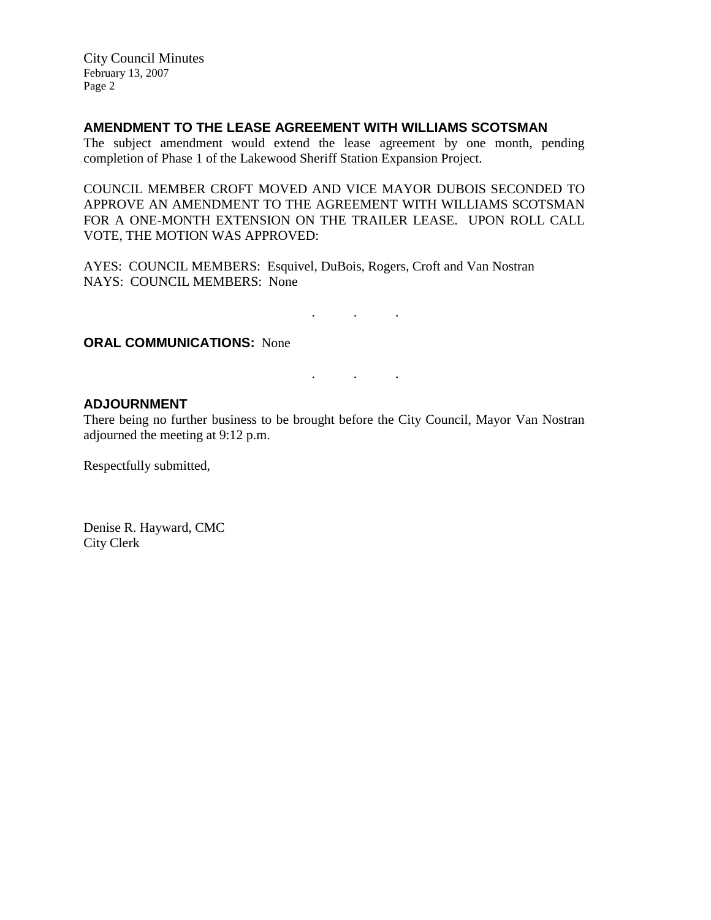## AMENDMENT TO THE LEASE AGREEMENT WITH WILLIAMS SCOTSMAN

The subject amendment would extend the lease agreement by one month, pending completion of Phase 1 of the Lakewood Sheriff Station Expansion Project.

COUNCIL MEMBER CROFT MOVED AND VICE MAYOR DUBOIS SECONDED TO APPROVE AN AMENDMENT TO THE AGREEMENT WITH WILLIAMS SCOTSMAN FOR A ONE-MONTH EXTENSION ON THE TRAILER LEASE. UPON ROLL CALL VOTE, THE MOTION WAS APPROVED:

AYES: COUNCIL MEMBERS: Esquivel, DuBois, Rogers, Croft and Van Nostran
NAYS: COUNCIL MEMBERS: None

. . .

**ORAL COMMUNICATIONS:** None

. . .

## ADJOURNMENT

There being no further business to be brought before the City Council, Mayor Van Nostran adjourned the meeting at 9:12 p.m.

Respectfully submitted,

Denise R. Hayward, CMC
City Clerk